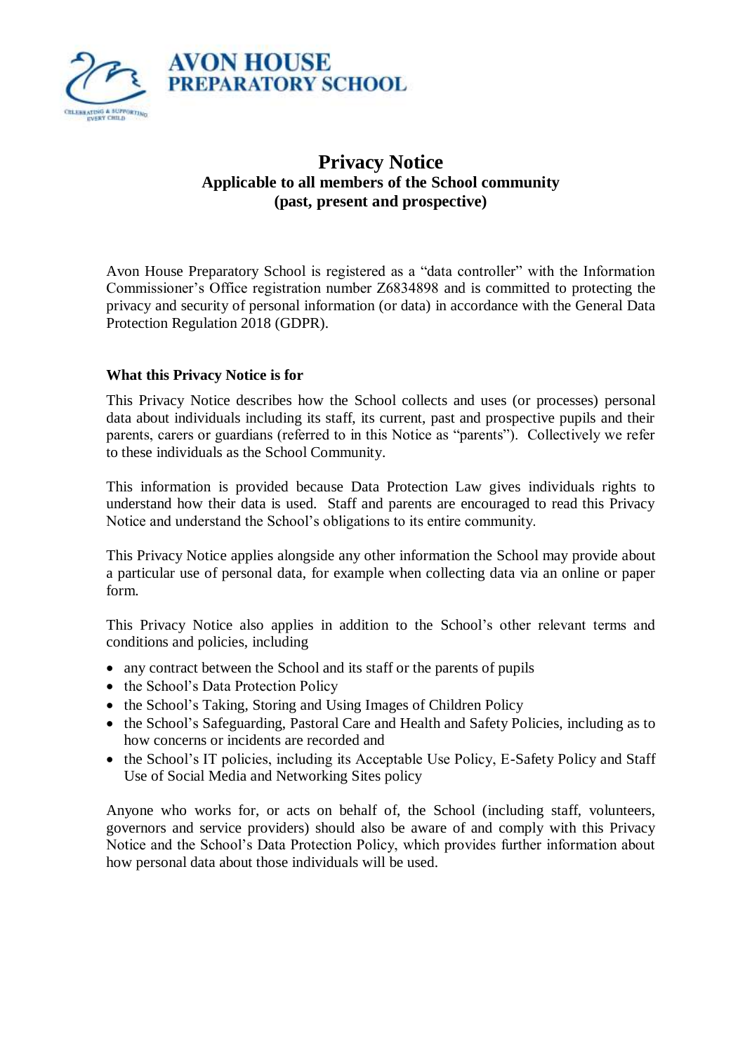**AVON HOUSE PREPARATORY SCHOOL**

# Privacy Notice

**Applicable to all members of the School community (past, present and prospective)**

Avon House Preparatory School is registered as a "data controller" with the Information Commissioner's Office registration number Z6834898 and is committed to protecting the privacy and security of personal information (or data) in accordance with the General Data Protection Regulation 2018 (GDPR).

## What this Privacy Notice is for

This Privacy Notice describes how the School collects and uses (or processes) personal data about individuals including its staff, its current, past and prospective pupils and their parents, carers or guardians (referred to in this Notice as "parents"). Collectively we refer to these individuals as the School Community.

This information is provided because Data Protection Law gives individuals rights to understand how their data is used. Staff and parents are encouraged to read this Privacy Notice and understand the School's obligations to its entire community.

This Privacy Notice applies alongside any other information the School may provide about a particular use of personal data, for example when collecting data via an online or paper form.

This Privacy Notice also applies in addition to the School's other relevant terms and conditions and policies, including

- any contract between the School and its staff or the parents of pupils
- the School's Data Protection Policy
- the School's Taking, Storing and Using Images of Children Policy
- the School's Safeguarding, Pastoral Care and Health and Safety Policies, including as to how concerns or incidents are recorded and
- the School's IT policies, including its Acceptable Use Policy, E-Safety Policy and Staff Use of Social Media and Networking Sites policy

Anyone who works for, or acts on behalf of, the School (including staff, volunteers, governors and service providers) should also be aware of and comply with this Privacy Notice and the School's Data Protection Policy, which provides further information about how personal data about those individuals will be used.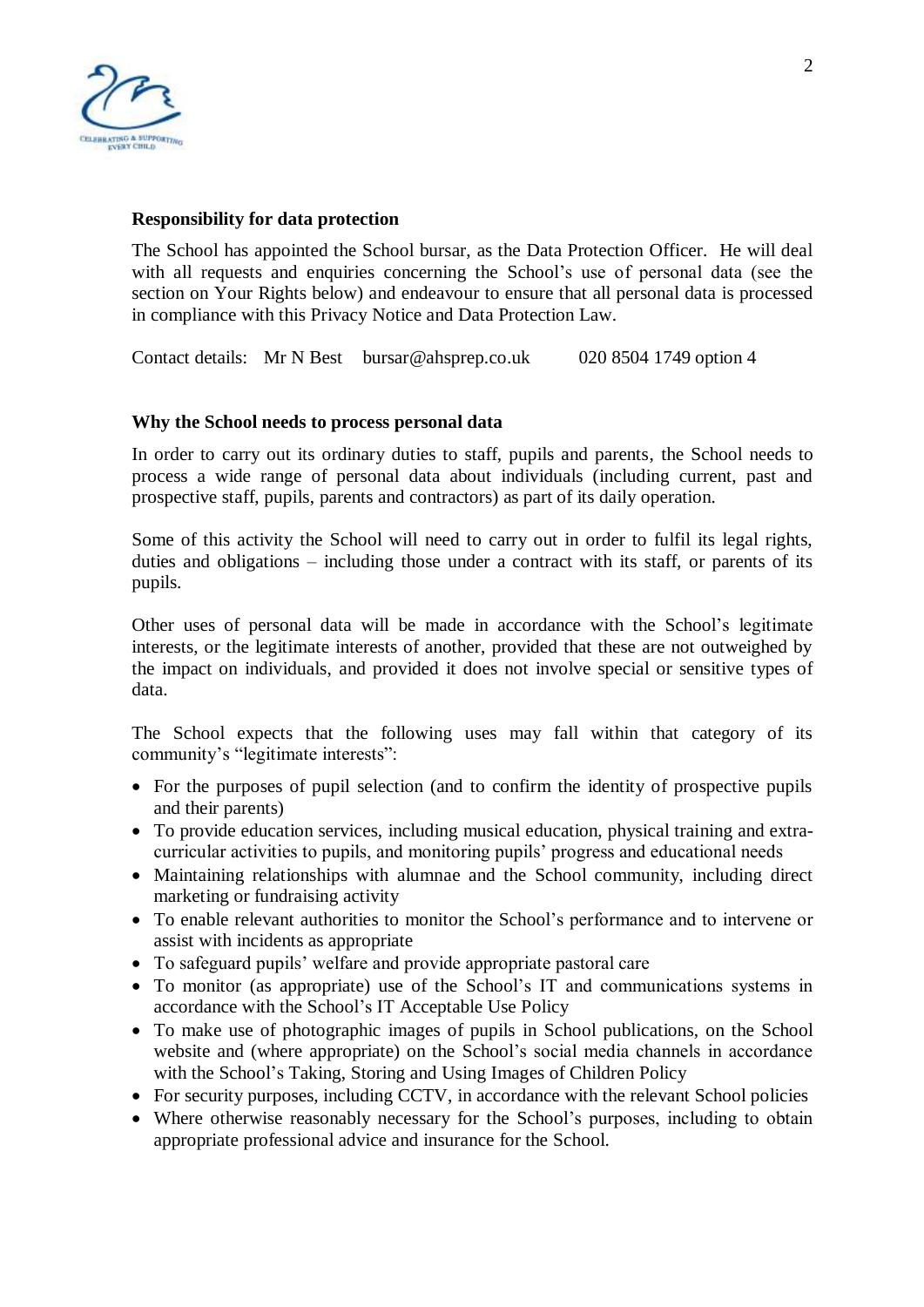**Responsibility for data protection**

The School has appointed the School bursar, as the Data Protection Officer. He will deal with all requests and enquiries concerning the School's use of personal data (see the section on Your Rights below) and endeavour to ensure that all personal data is processed in compliance with this Privacy Notice and Data Protection Law.

Contact details: Mr N Best bursar@ahsprep.co.uk 020 8504 1749 option 4

**Why the School needs to process personal data**

In order to carry out its ordinary duties to staff, pupils and parents, the School needs to process a wide range of personal data about individuals (including current, past and prospective staff, pupils, parents and contractors) as part of its daily operation.

Some of this activity the School will need to carry out in order to fulfil its legal rights, duties and obligations – including those under a contract with its staff, or parents of its pupils.

Other uses of personal data will be made in accordance with the School's legitimate interests, or the legitimate interests of another, provided that these are not outweighed by the impact on individuals, and provided it does not involve special or sensitive types of data.

The School expects that the following uses may fall within that category of its community's "legitimate interests":

- For the purposes of pupil selection (and to confirm the identity of prospective pupils and their parents)
- To provide education services, including musical education, physical training and extra-curricular activities to pupils, and monitoring pupils' progress and educational needs
- Maintaining relationships with alumnae and the School community, including direct marketing or fundraising activity
- To enable relevant authorities to monitor the School's performance and to intervene or assist with incidents as appropriate
- To safeguard pupils' welfare and provide appropriate pastoral care
- To monitor (as appropriate) use of the School's IT and communications systems in accordance with the School's IT Acceptable Use Policy
- To make use of photographic images of pupils in School publications, on the School website and (where appropriate) on the School's social media channels in accordance with the School's Taking, Storing and Using Images of Children Policy
- For security purposes, including CCTV, in accordance with the relevant School policies
- Where otherwise reasonably necessary for the School's purposes, including to obtain appropriate professional advice and insurance for the School.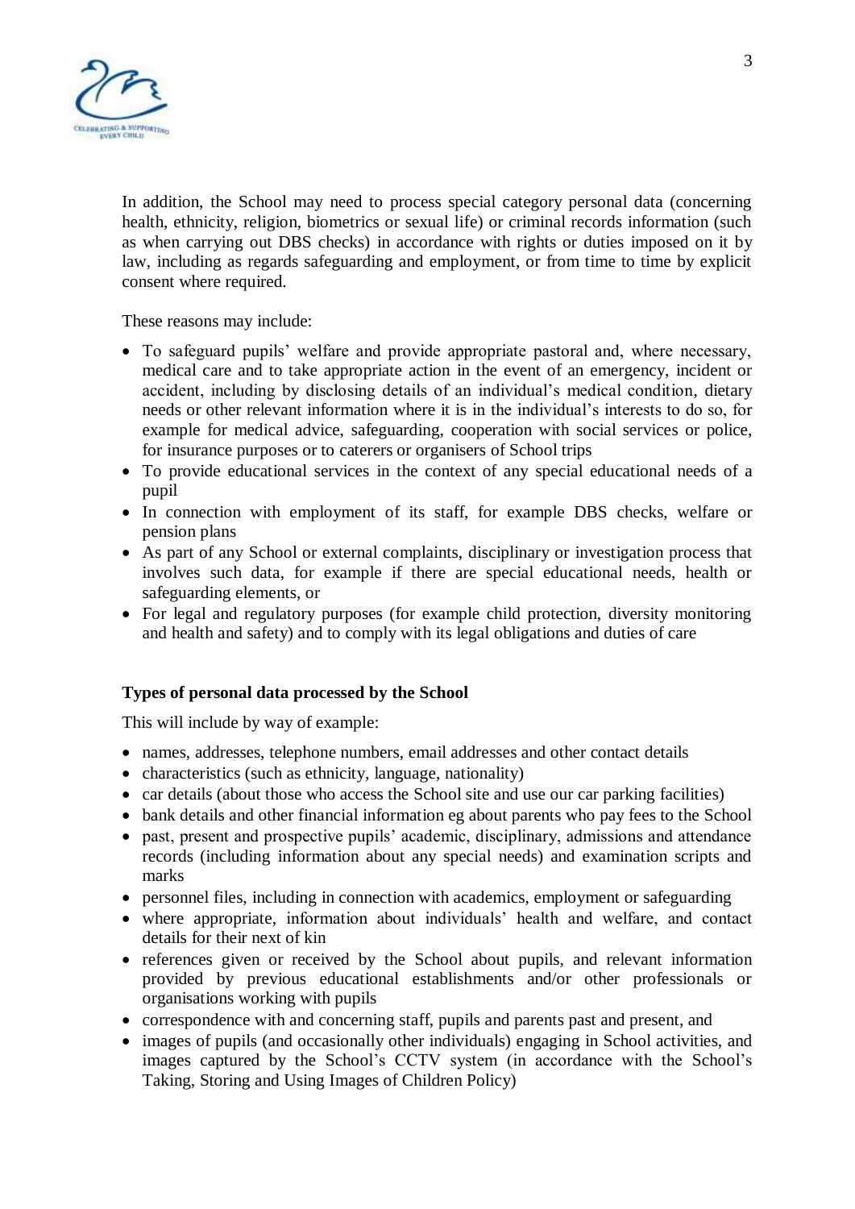In addition, the School may need to process special category personal data (concerning health, ethnicity, religion, biometrics or sexual life) or criminal records information (such as when carrying out DBS checks) in accordance with rights or duties imposed on it by law, including as regards safeguarding and employment, or from time to time by explicit consent where required.

These reasons may include:

- To safeguard pupils' welfare and provide appropriate pastoral and, where necessary, medical care and to take appropriate action in the event of an emergency, incident or accident, including by disclosing details of an individual's medical condition, dietary needs or other relevant information where it is in the individual's interests to do so, for example for medical advice, safeguarding, cooperation with social services or police, for insurance purposes or to caterers or organisers of School trips
- To provide educational services in the context of any special educational needs of a pupil
- In connection with employment of its staff, for example DBS checks, welfare or pension plans
- As part of any School or external complaints, disciplinary or investigation process that involves such data, for example if there are special educational needs, health or safeguarding elements, or
- For legal and regulatory purposes (for example child protection, diversity monitoring and health and safety) and to comply with its legal obligations and duties of care

**Types of personal data processed by the School**

This will include by way of example:

- names, addresses, telephone numbers, email addresses and other contact details
- characteristics (such as ethnicity, language, nationality)
- car details (about those who access the School site and use our car parking facilities)
- bank details and other financial information eg about parents who pay fees to the School
- past, present and prospective pupils' academic, disciplinary, admissions and attendance records (including information about any special needs) and examination scripts and marks
- personnel files, including in connection with academics, employment or safeguarding
- where appropriate, information about individuals' health and welfare, and contact details for their next of kin
- references given or received by the School about pupils, and relevant information provided by previous educational establishments and/or other professionals or organisations working with pupils
- correspondence with and concerning staff, pupils and parents past and present, and
- images of pupils (and occasionally other individuals) engaging in School activities, and images captured by the School's CCTV system (in accordance with the School's Taking, Storing and Using Images of Children Policy)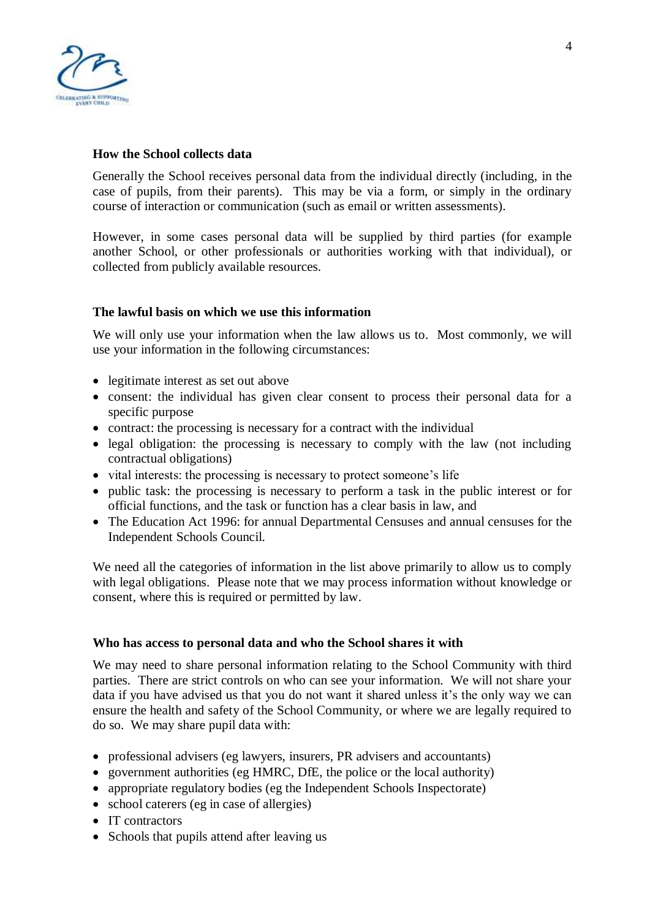**How the School collects data**

Generally the School receives personal data from the individual directly (including, in the case of pupils, from their parents). This may be via a form, or simply in the ordinary course of interaction or communication (such as email or written assessments).

However, in some cases personal data will be supplied by third parties (for example another School, or other professionals or authorities working with that individual), or collected from publicly available resources.

**The lawful basis on which we use this information**

We will only use your information when the law allows us to. Most commonly, we will use your information in the following circumstances:

- legitimate interest as set out above
- consent: the individual has given clear consent to process their personal data for a specific purpose
- contract: the processing is necessary for a contract with the individual
- legal obligation: the processing is necessary to comply with the law (not including contractual obligations)
- vital interests: the processing is necessary to protect someone's life
- public task: the processing is necessary to perform a task in the public interest or for official functions, and the task or function has a clear basis in law, and
- The Education Act 1996: for annual Departmental Censuses and annual censuses for the Independent Schools Council.

We need all the categories of information in the list above primarily to allow us to comply with legal obligations. Please note that we may process information without knowledge or consent, where this is required or permitted by law.

**Who has access to personal data and who the School shares it with**

We may need to share personal information relating to the School Community with third parties. There are strict controls on who can see your information. We will not share your data if you have advised us that you do not want it shared unless it's the only way we can ensure the health and safety of the School Community, or where we are legally required to do so. We may share pupil data with:

- professional advisers (eg lawyers, insurers, PR advisers and accountants)
- government authorities (eg HMRC, DfE, the police or the local authority)
- appropriate regulatory bodies (eg the Independent Schools Inspectorate)
- school caterers (eg in case of allergies)
- IT contractors
- Schools that pupils attend after leaving us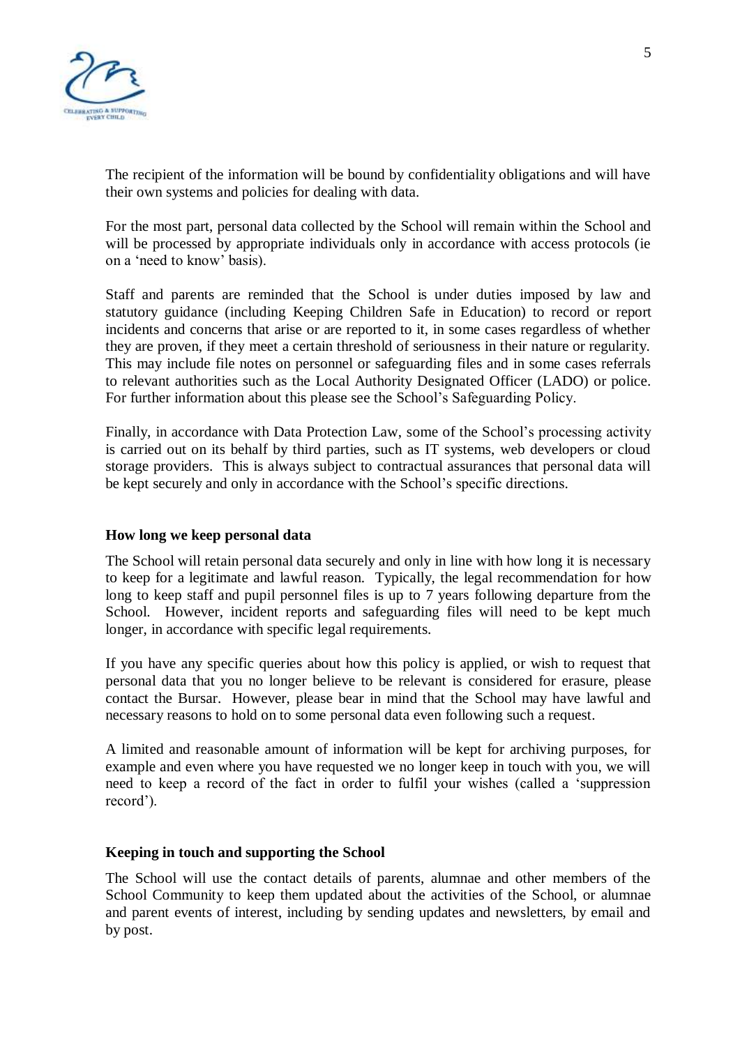The recipient of the information will be bound by confidentiality obligations and will have their own systems and policies for dealing with data.

For the most part, personal data collected by the School will remain within the School and will be processed by appropriate individuals only in accordance with access protocols (ie on a 'need to know' basis).

Staff and parents are reminded that the School is under duties imposed by law and statutory guidance (including Keeping Children Safe in Education) to record or report incidents and concerns that arise or are reported to it, in some cases regardless of whether they are proven, if they meet a certain threshold of seriousness in their nature or regularity. This may include file notes on personnel or safeguarding files and in some cases referrals to relevant authorities such as the Local Authority Designated Officer (LADO) or police. For further information about this please see the School's Safeguarding Policy.

Finally, in accordance with Data Protection Law, some of the School's processing activity is carried out on its behalf by third parties, such as IT systems, web developers or cloud storage providers. This is always subject to contractual assurances that personal data will be kept securely and only in accordance with the School's specific directions.

**How long we keep personal data**

The School will retain personal data securely and only in line with how long it is necessary to keep for a legitimate and lawful reason. Typically, the legal recommendation for how long to keep staff and pupil personnel files is up to 7 years following departure from the School. However, incident reports and safeguarding files will need to be kept much longer, in accordance with specific legal requirements.

If you have any specific queries about how this policy is applied, or wish to request that personal data that you no longer believe to be relevant is considered for erasure, please contact the Bursar. However, please bear in mind that the School may have lawful and necessary reasons to hold on to some personal data even following such a request.

A limited and reasonable amount of information will be kept for archiving purposes, for example and even where you have requested we no longer keep in touch with you, we will need to keep a record of the fact in order to fulfil your wishes (called a 'suppression record').

**Keeping in touch and supporting the School**

The School will use the contact details of parents, alumnae and other members of the School Community to keep them updated about the activities of the School, or alumnae and parent events of interest, including by sending updates and newsletters, by email and by post.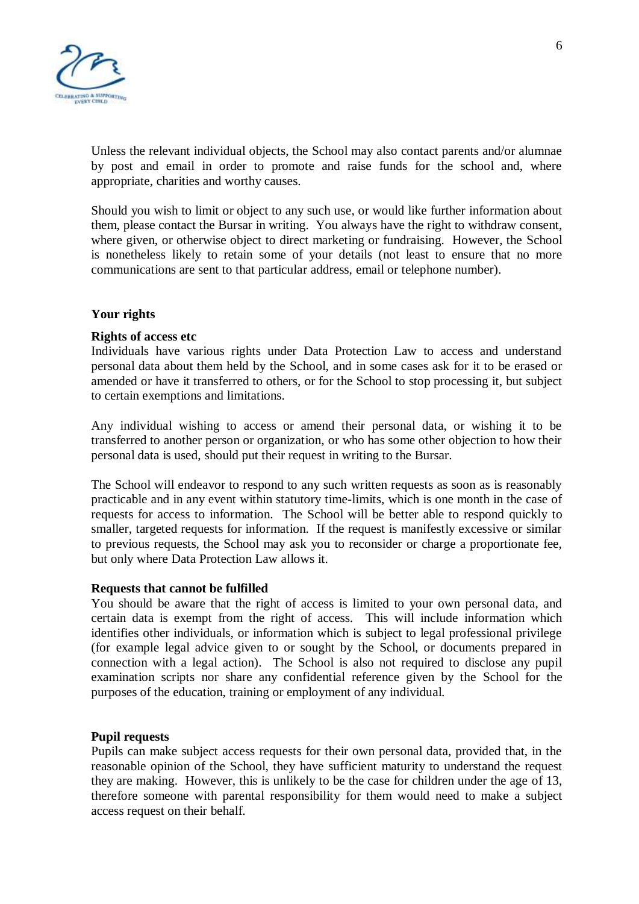Unless the relevant individual objects, the School may also contact parents and/or alumnae by post and email in order to promote and raise funds for the school and, where appropriate, charities and worthy causes.

Should you wish to limit or object to any such use, or would like further information about them, please contact the Bursar in writing. You always have the right to withdraw consent, where given, or otherwise object to direct marketing or fundraising. However, the School is nonetheless likely to retain some of your details (not least to ensure that no more communications are sent to that particular address, email or telephone number).

## Your rights

### Rights of access etc

Individuals have various rights under Data Protection Law to access and understand personal data about them held by the School, and in some cases ask for it to be erased or amended or have it transferred to others, or for the School to stop processing it, but subject to certain exemptions and limitations.

Any individual wishing to access or amend their personal data, or wishing it to be transferred to another person or organization, or who has some other objection to how their personal data is used, should put their request in writing to the Bursar.

The School will endeavor to respond to any such written requests as soon as is reasonably practicable and in any event within statutory time-limits, which is one month in the case of requests for access to information. The School will be better able to respond quickly to smaller, targeted requests for information. If the request is manifestly excessive or similar to previous requests, the School may ask you to reconsider or charge a proportionate fee, but only where Data Protection Law allows it.

### Requests that cannot be fulfilled

You should be aware that the right of access is limited to your own personal data, and certain data is exempt from the right of access. This will include information which identifies other individuals, or information which is subject to legal professional privilege (for example legal advice given to or sought by the School, or documents prepared in connection with a legal action). The School is also not required to disclose any pupil examination scripts nor share any confidential reference given by the School for the purposes of the education, training or employment of any individual.

### Pupil requests

Pupils can make subject access requests for their own personal data, provided that, in the reasonable opinion of the School, they have sufficient maturity to understand the request they are making. However, this is unlikely to be the case for children under the age of 13, therefore someone with parental responsibility for them would need to make a subject access request on their behalf.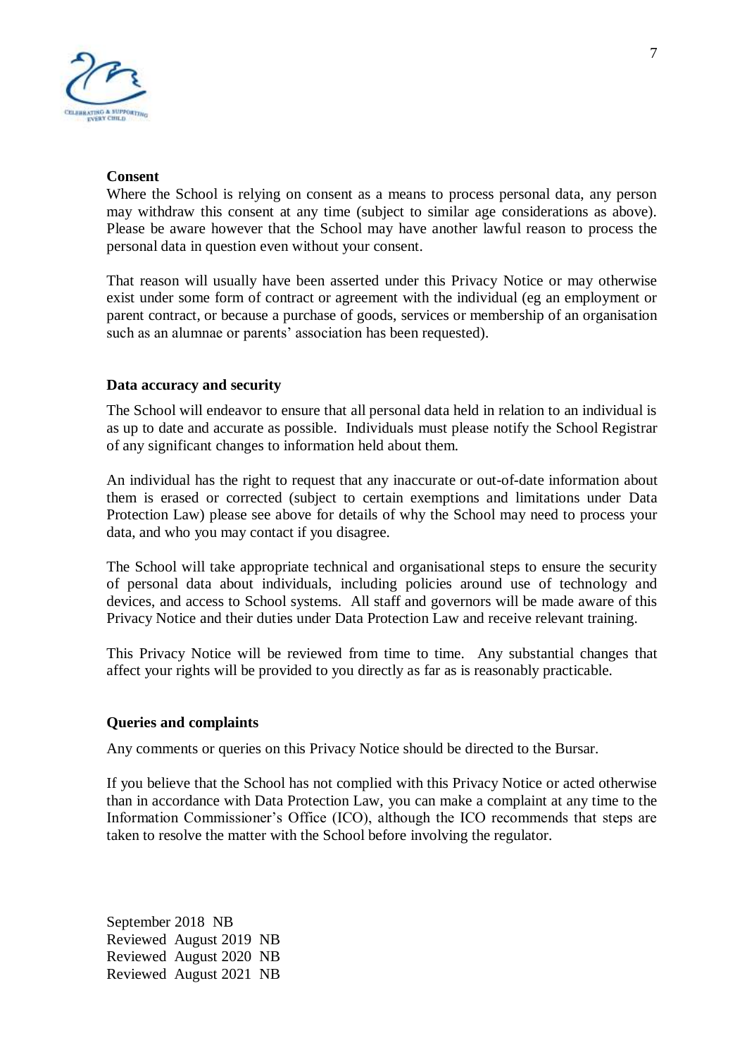**Consent**

Where the School is relying on consent as a means to process personal data, any person may withdraw this consent at any time (subject to similar age considerations as above). Please be aware however that the School may have another lawful reason to process the personal data in question even without your consent.

That reason will usually have been asserted under this Privacy Notice or may otherwise exist under some form of contract or agreement with the individual (eg an employment or parent contract, or because a purchase of goods, services or membership of an organisation such as an alumnae or parents' association has been requested).

**Data accuracy and security**

The School will endeavor to ensure that all personal data held in relation to an individual is as up to date and accurate as possible. Individuals must please notify the School Registrar of any significant changes to information held about them.

An individual has the right to request that any inaccurate or out-of-date information about them is erased or corrected (subject to certain exemptions and limitations under Data Protection Law) please see above for details of why the School may need to process your data, and who you may contact if you disagree.

The School will take appropriate technical and organisational steps to ensure the security of personal data about individuals, including policies around use of technology and devices, and access to School systems. All staff and governors will be made aware of this Privacy Notice and their duties under Data Protection Law and receive relevant training.

This Privacy Notice will be reviewed from time to time. Any substantial changes that affect your rights will be provided to you directly as far as is reasonably practicable.

**Queries and complaints**

Any comments or queries on this Privacy Notice should be directed to the Bursar.

If you believe that the School has not complied with this Privacy Notice or acted otherwise than in accordance with Data Protection Law, you can make a complaint at any time to the Information Commissioner's Office (ICO), although the ICO recommends that steps are taken to resolve the matter with the School before involving the regulator.

September 2018 NB
Reviewed August 2019 NB
Reviewed August 2020 NB
Reviewed August 2021 NB